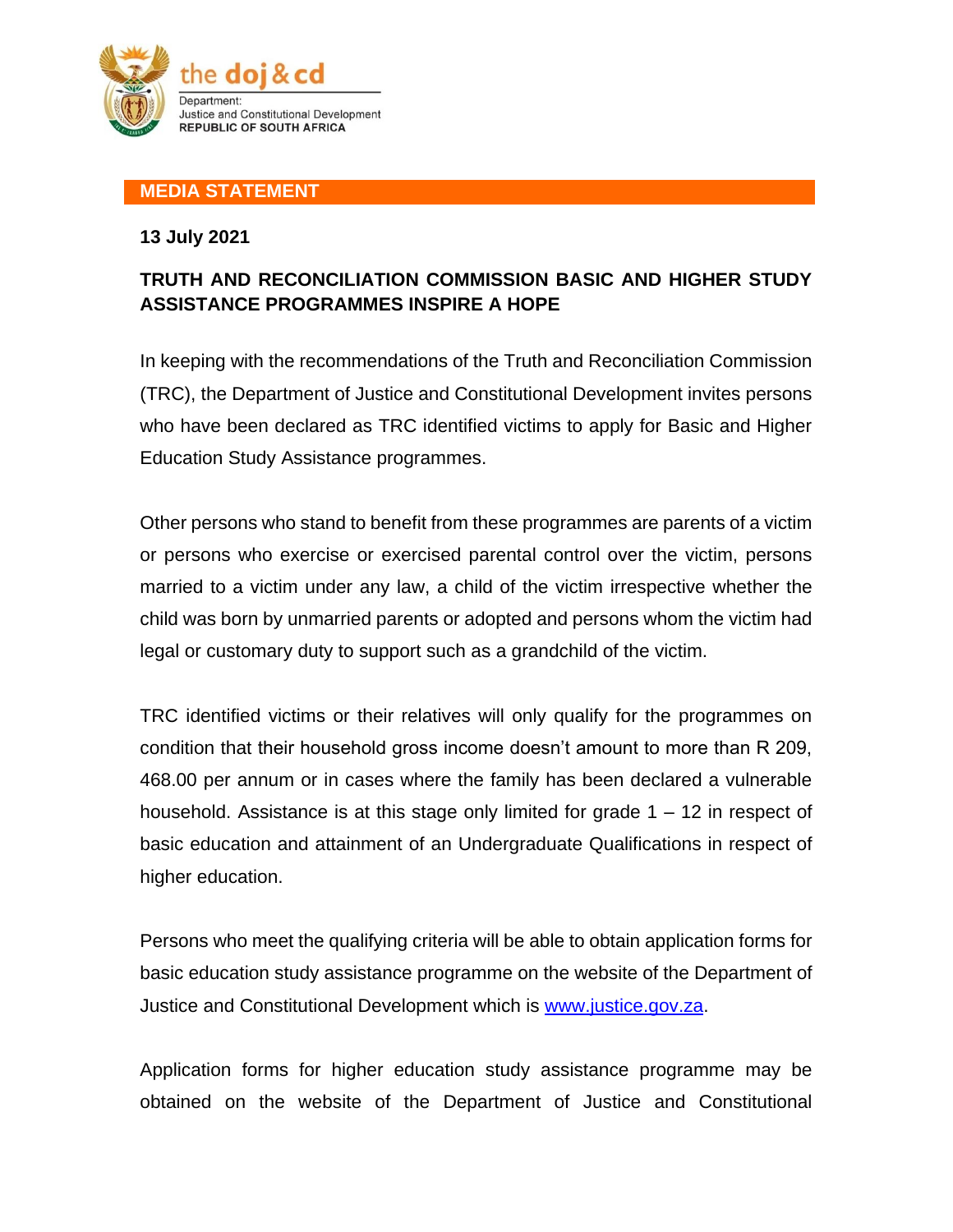the doj & cd

Department:
Justice and Constitutional Development
REPUBLIC OF SOUTH AFRICA

**MEDIA STATEMENT**

**13 July 2021**

**TRUTH AND RECONCILIATION COMMISSION BASIC AND HIGHER STUDY ASSISTANCE PROGRAMMES INSPIRE A HOPE**

In keeping with the recommendations of the Truth and Reconciliation Commission (TRC), the Department of Justice and Constitutional Development invites persons who have been declared as TRC identified victims to apply for Basic and Higher Education Study Assistance programmes.

Other persons who stand to benefit from these programmes are parents of a victim or persons who exercise or exercised parental control over the victim, persons married to a victim under any law, a child of the victim irrespective whether the child was born by unmarried parents or adopted and persons whom the victim had legal or customary duty to support such as a grandchild of the victim.

TRC identified victims or their relatives will only qualify for the programmes on condition that their household gross income doesn't amount to more than R 209, 468.00 per annum or in cases where the family has been declared a vulnerable household. Assistance is at this stage only limited for grade 1 – 12 in respect of basic education and attainment of an Undergraduate Qualifications in respect of higher education.

Persons who meet the qualifying criteria will be able to obtain application forms for basic education study assistance programme on the website of the Department of Justice and Constitutional Development which is www.justice.gov.za.

Application forms for higher education study assistance programme may be obtained on the website of the Department of Justice and Constitutional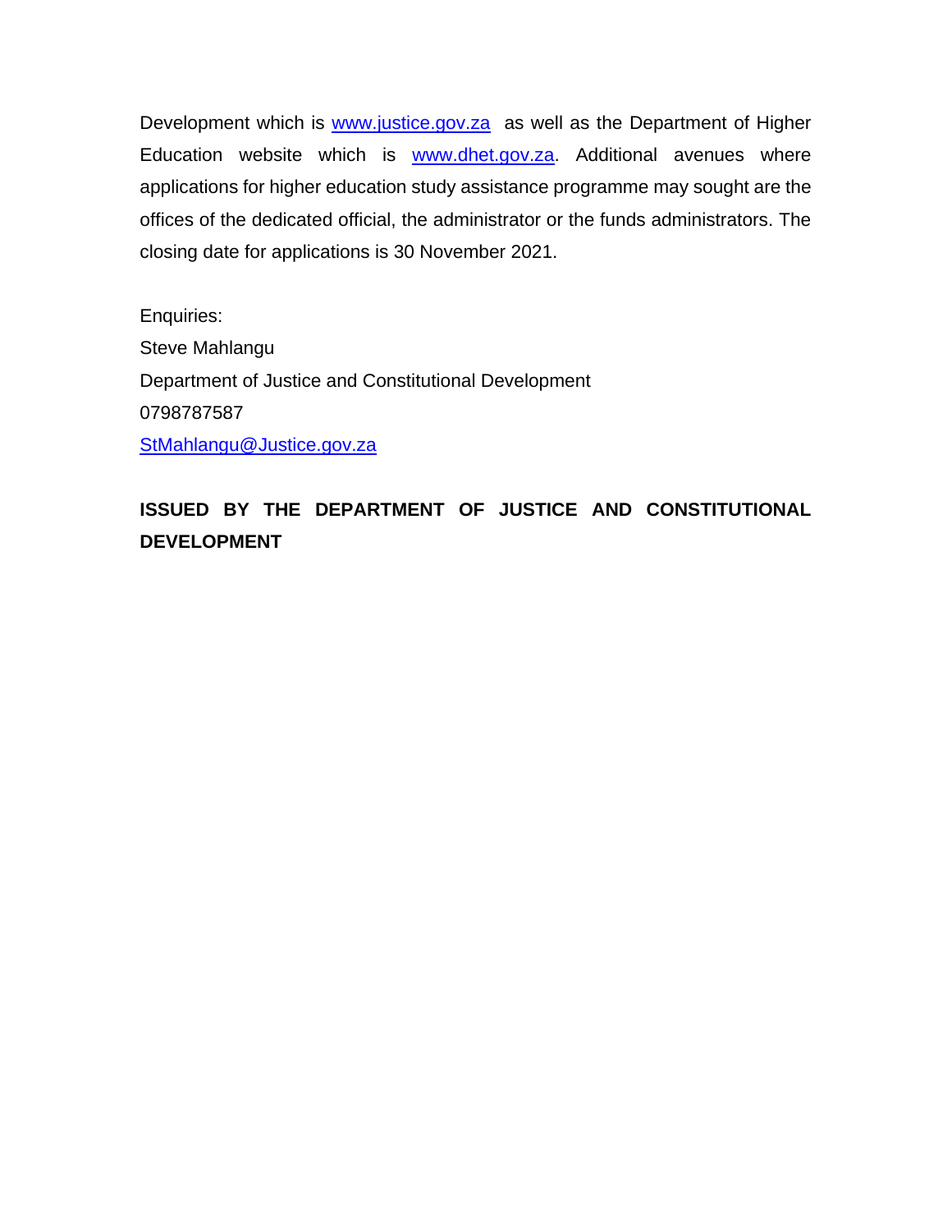Development which is www.justice.gov.za as well as the Department of Higher Education website which is www.dhet.gov.za. Additional avenues where applications for higher education study assistance programme may sought are the offices of the dedicated official, the administrator or the funds administrators. The closing date for applications is 30 November 2021.

Enquiries:
Steve Mahlangu
Department of Justice and Constitutional Development
0798787587
StMahlangu@Justice.gov.za

**ISSUED BY THE DEPARTMENT OF JUSTICE AND CONSTITUTIONAL DEVELOPMENT**